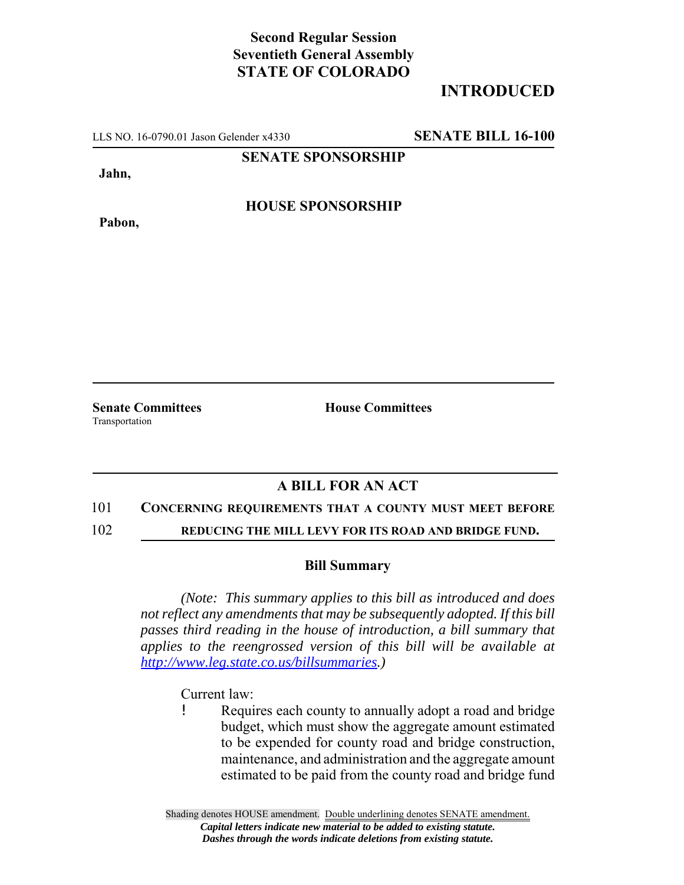**Second Regular Session**
**Seventieth General Assembly**
**STATE OF COLORADO**

## INTRODUCED

LLS NO. 16-0790.01 Jason Gelender x4330 **SENATE BILL 16-100**

**SENATE SPONSORSHIP**

**Jahn,**

**HOUSE SPONSORSHIP**

**Pabon,**

**Senate Committees**
Transportation

**House Committees**

## A BILL FOR AN ACT

101 **CONCERNING REQUIREMENTS THAT A COUNTY MUST MEET BEFORE**
102 **REDUCING THE MILL LEVY FOR ITS ROAD AND BRIDGE FUND.**

### Bill Summary

*(Note: This summary applies to this bill as introduced and does not reflect any amendments that may be subsequently adopted. If this bill passes third reading in the house of introduction, a bill summary that applies to the reengrossed version of this bill will be available at http://www.leg.state.co.us/billsummaries.)*

Current law:

- Requires each county to annually adopt a road and bridge budget, which must show the aggregate amount estimated to be expended for county road and bridge construction, maintenance, and administration and the aggregate amount estimated to be paid from the county road and bridge fund

Shading denotes HOUSE amendment. Double underlining denotes SENATE amendment.
*Capital letters indicate new material to be added to existing statute.*
*Dashes through the words indicate deletions from existing statute.*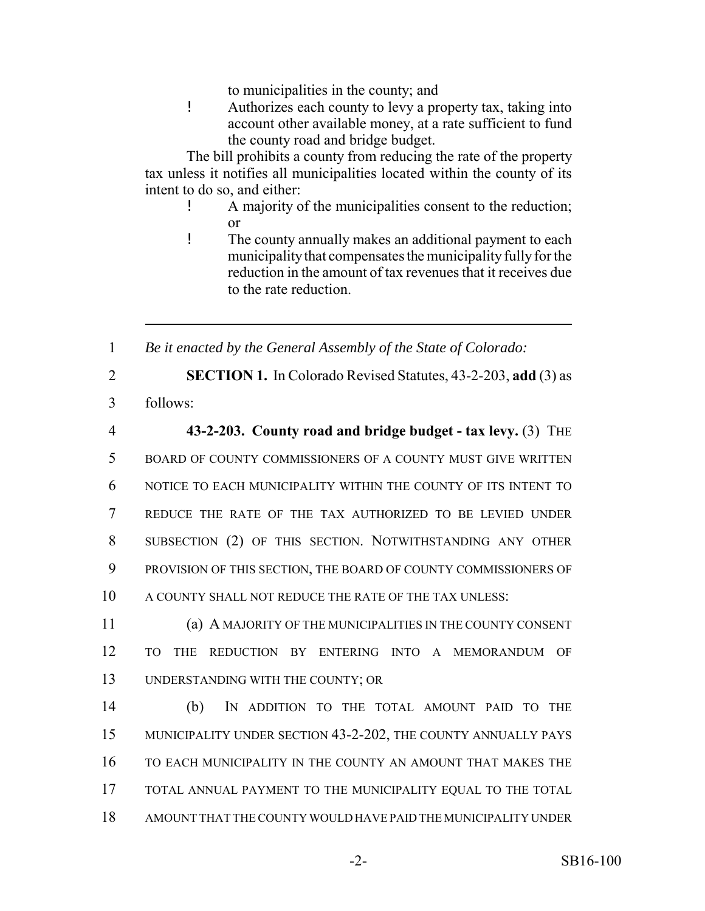to municipalities in the county; and

- Authorizes each county to levy a property tax, taking into account other available money, at a rate sufficient to fund the county road and bridge budget.

The bill prohibits a county from reducing the rate of the property tax unless it notifies all municipalities located within the county of its intent to do so, and either:

- A majority of the municipalities consent to the reduction; or
- The county annually makes an additional payment to each municipality that compensates the municipality fully for the reduction in the amount of tax revenues that it receives due to the rate reduction.

---

1 *Be it enacted by the General Assembly of the State of Colorado:*

2 **SECTION 1.** In Colorado Revised Statutes, 43-2-203, **add** (3) as
3 follows:

4 **43-2-203. County road and bridge budget - tax levy.** (3) THE
5 BOARD OF COUNTY COMMISSIONERS OF A COUNTY MUST GIVE WRITTEN
6 NOTICE TO EACH MUNICIPALITY WITHIN THE COUNTY OF ITS INTENT TO
7 REDUCE THE RATE OF THE TAX AUTHORIZED TO BE LEVIED UNDER
8 SUBSECTION (2) OF THIS SECTION. NOTWITHSTANDING ANY OTHER
9 PROVISION OF THIS SECTION, THE BOARD OF COUNTY COMMISSIONERS OF
10 A COUNTY SHALL NOT REDUCE THE RATE OF THE TAX UNLESS:

11 (a) A MAJORITY OF THE MUNICIPALITIES IN THE COUNTY CONSENT
12 TO THE REDUCTION BY ENTERING INTO A MEMORANDUM OF
13 UNDERSTANDING WITH THE COUNTY; OR

14 (b) IN ADDITION TO THE TOTAL AMOUNT PAID TO THE
15 MUNICIPALITY UNDER SECTION 43-2-202, THE COUNTY ANNUALLY PAYS
16 TO EACH MUNICIPALITY IN THE COUNTY AN AMOUNT THAT MAKES THE
17 TOTAL ANNUAL PAYMENT TO THE MUNICIPALITY EQUAL TO THE TOTAL
18 AMOUNT THAT THE COUNTY WOULD HAVE PAID THE MUNICIPALITY UNDER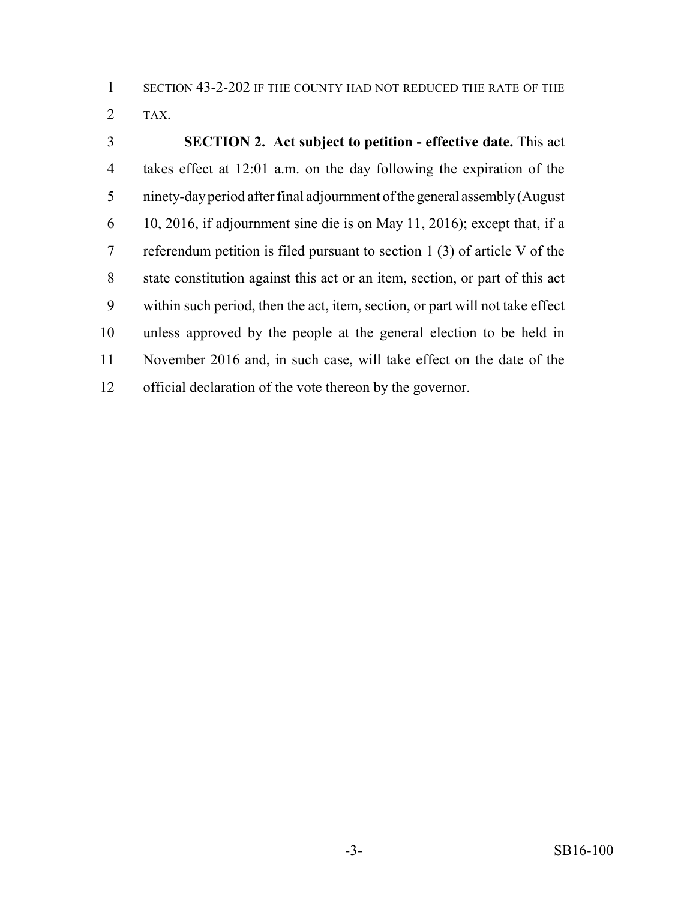SECTION 43-2-202 IF THE COUNTY HAD NOT REDUCED THE RATE OF THE TAX.

**SECTION 2. Act subject to petition - effective date.** This act takes effect at 12:01 a.m. on the day following the expiration of the ninety-day period after final adjournment of the general assembly (August 10, 2016, if adjournment sine die is on May 11, 2016); except that, if a referendum petition is filed pursuant to section 1 (3) of article V of the state constitution against this act or an item, section, or part of this act within such period, then the act, item, section, or part will not take effect unless approved by the people at the general election to be held in November 2016 and, in such case, will take effect on the date of the official declaration of the vote thereon by the governor.